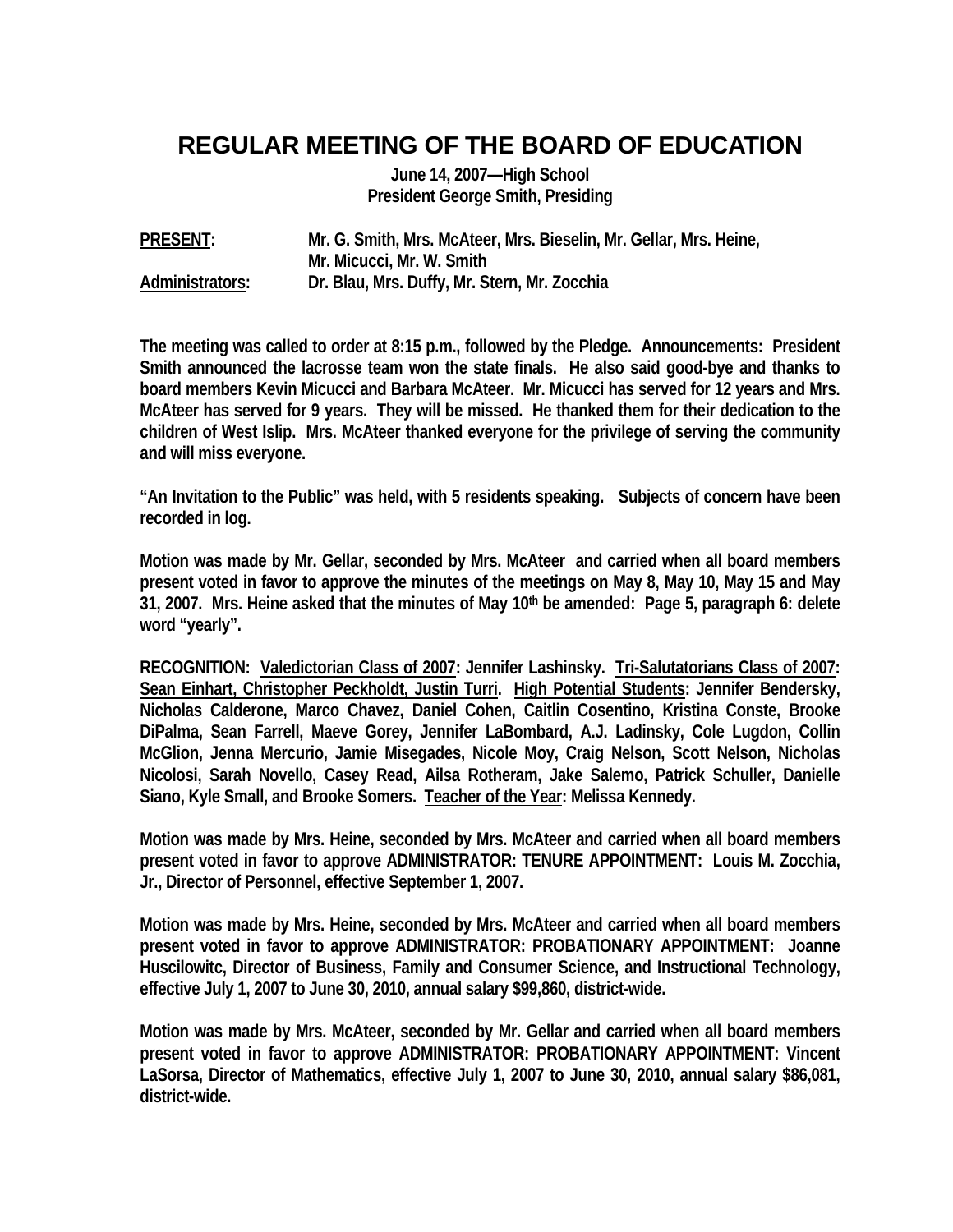# REGULAR MEETING OF THE BOARD OF EDUCATION

**June 14, 2007—High School**
**President George Smith, Presiding**

**PRESENT:** Mr. G. Smith, Mrs. McAteer, Mrs. Bieselin, Mr. Gellar, Mrs. Heine, Mr. Micucci, Mr. W. Smith

**Administrators:** Dr. Blau, Mrs. Duffy, Mr. Stern, Mr. Zocchia

The meeting was called to order at 8:15 p.m., followed by the Pledge. Announcements: President Smith announced the lacrosse team won the state finals. He also said good-bye and thanks to board members Kevin Micucci and Barbara McAteer. Mr. Micucci has served for 12 years and Mrs. McAteer has served for 9 years. They will be missed. He thanked them for their dedication to the children of West Islip. Mrs. McAteer thanked everyone for the privilege of serving the community and will miss everyone.

"An Invitation to the Public" was held, with 5 residents speaking. Subjects of concern have been recorded in log.

Motion was made by Mr. Gellar, seconded by Mrs. McAteer and carried when all board members present voted in favor to approve the minutes of the meetings on May 8, May 10, May 15 and May 31, 2007. Mrs. Heine asked that the minutes of May 10th be amended: Page 5, paragraph 6: delete word "yearly".

RECOGNITION: Valedictorian Class of 2007: Jennifer Lashinsky. Tri-Salutatorians Class of 2007: Sean Einhart, Christopher Peckholdt, Justin Turri. High Potential Students: Jennifer Bendersky, Nicholas Calderone, Marco Chavez, Daniel Cohen, Caitlin Cosentino, Kristina Conste, Brooke DiPalma, Sean Farrell, Maeve Gorey, Jennifer LaBombard, A.J. Ladinsky, Cole Lugdon, Collin McGlion, Jenna Mercurio, Jamie Misegades, Nicole Moy, Craig Nelson, Scott Nelson, Nicholas Nicolosi, Sarah Novello, Casey Read, Ailsa Rotheram, Jake Salemo, Patrick Schuller, Danielle Siano, Kyle Small, and Brooke Somers. Teacher of the Year: Melissa Kennedy.

Motion was made by Mrs. Heine, seconded by Mrs. McAteer and carried when all board members present voted in favor to approve ADMINISTRATOR: TENURE APPOINTMENT: Louis M. Zocchia, Jr., Director of Personnel, effective September 1, 2007.

Motion was made by Mrs. Heine, seconded by Mrs. McAteer and carried when all board members present voted in favor to approve ADMINISTRATOR: PROBATIONARY APPOINTMENT: Joanne Huscilowitc, Director of Business, Family and Consumer Science, and Instructional Technology, effective July 1, 2007 to June 30, 2010, annual salary $99,860, district-wide.

Motion was made by Mrs. McAteer, seconded by Mr. Gellar and carried when all board members present voted in favor to approve ADMINISTRATOR: PROBATIONARY APPOINTMENT: Vincent LaSorsa, Director of Mathematics, effective July 1, 2007 to June 30, 2010, annual salary $86,081, district-wide.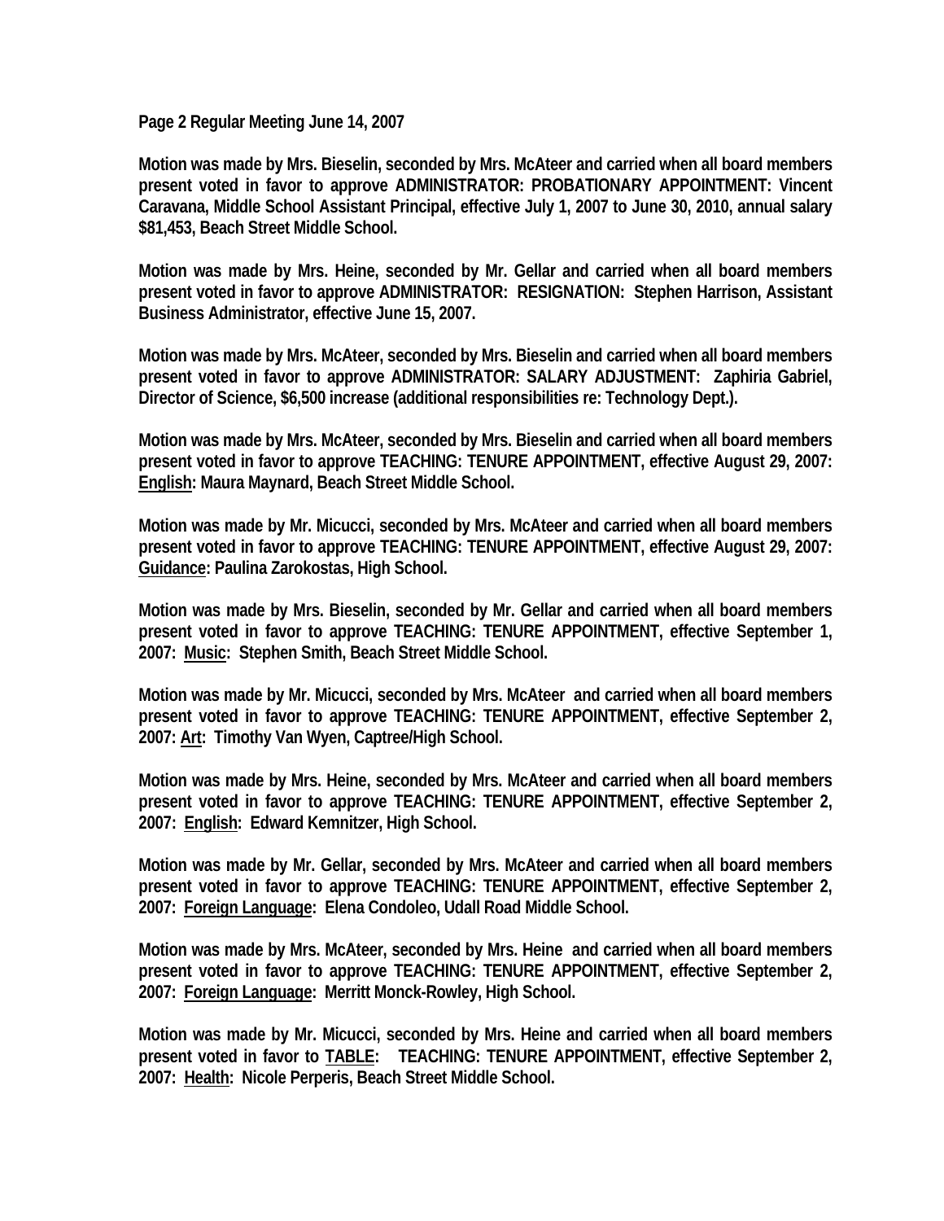**Page 2 Regular Meeting June 14, 2007**

**Motion was made by Mrs. Bieselin, seconded by Mrs. McAteer and carried when all board members present voted in favor to approve ADMINISTRATOR: PROBATIONARY APPOINTMENT: Vincent Caravana, Middle School Assistant Principal, effective July 1, 2007 to June 30, 2010, annual salary $81,453, Beach Street Middle School.**

**Motion was made by Mrs. Heine, seconded by Mr. Gellar and carried when all board members present voted in favor to approve ADMINISTRATOR: RESIGNATION: Stephen Harrison, Assistant Business Administrator, effective June 15, 2007.**

**Motion was made by Mrs. McAteer, seconded by Mrs. Bieselin and carried when all board members present voted in favor to approve ADMINISTRATOR: SALARY ADJUSTMENT: Zaphiria Gabriel, Director of Science, $6,500 increase (additional responsibilities re: Technology Dept.).**

**Motion was made by Mrs. McAteer, seconded by Mrs. Bieselin and carried when all board members present voted in favor to approve TEACHING: TENURE APPOINTMENT, effective August 29, 2007: English: Maura Maynard, Beach Street Middle School.**

**Motion was made by Mr. Micucci, seconded by Mrs. McAteer and carried when all board members present voted in favor to approve TEACHING: TENURE APPOINTMENT, effective August 29, 2007: Guidance: Paulina Zarokostas, High School.**

**Motion was made by Mrs. Bieselin, seconded by Mr. Gellar and carried when all board members present voted in favor to approve TEACHING: TENURE APPOINTMENT, effective September 1, 2007: Music: Stephen Smith, Beach Street Middle School.**

**Motion was made by Mr. Micucci, seconded by Mrs. McAteer and carried when all board members present voted in favor to approve TEACHING: TENURE APPOINTMENT, effective September 2, 2007: Art: Timothy Van Wyen, Captree/High School.**

**Motion was made by Mrs. Heine, seconded by Mrs. McAteer and carried when all board members present voted in favor to approve TEACHING: TENURE APPOINTMENT, effective September 2, 2007: English: Edward Kemnitzer, High School.**

**Motion was made by Mr. Gellar, seconded by Mrs. McAteer and carried when all board members present voted in favor to approve TEACHING: TENURE APPOINTMENT, effective September 2, 2007: Foreign Language: Elena Condoleo, Udall Road Middle School.**

**Motion was made by Mrs. McAteer, seconded by Mrs. Heine and carried when all board members present voted in favor to approve TEACHING: TENURE APPOINTMENT, effective September 2, 2007: Foreign Language: Merritt Monck-Rowley, High School.**

**Motion was made by Mr. Micucci, seconded by Mrs. Heine and carried when all board members present voted in favor to TABLE: TEACHING: TENURE APPOINTMENT, effective September 2, 2007: Health: Nicole Perperis, Beach Street Middle School.**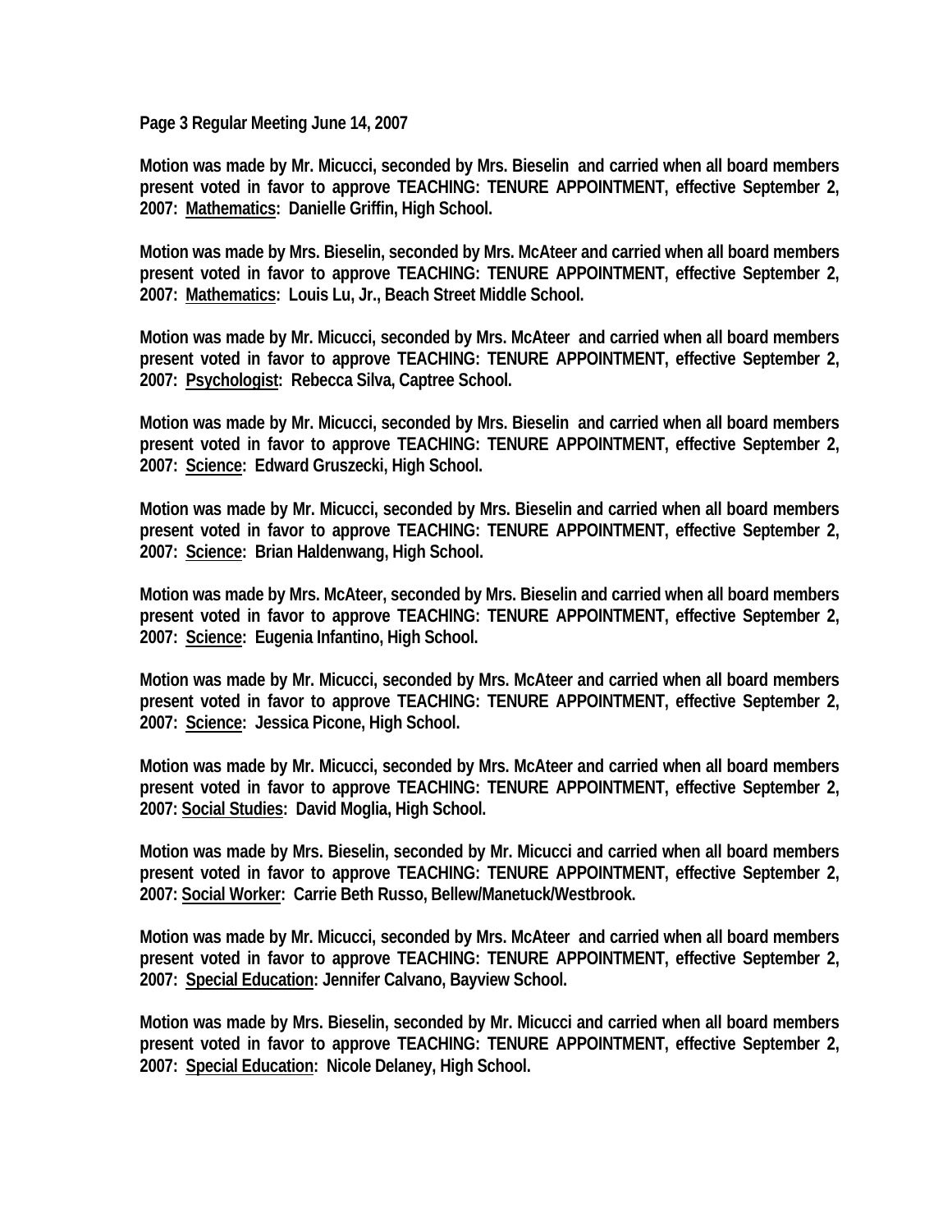**Page 3 Regular Meeting June 14, 2007**

**Motion was made by Mr. Micucci, seconded by Mrs. Bieselin and carried when all board members present voted in favor to approve TEACHING: TENURE APPOINTMENT, effective September 2, 2007: Mathematics: Danielle Griffin, High School.**

**Motion was made by Mrs. Bieselin, seconded by Mrs. McAteer and carried when all board members present voted in favor to approve TEACHING: TENURE APPOINTMENT, effective September 2, 2007: Mathematics: Louis Lu, Jr., Beach Street Middle School.**

**Motion was made by Mr. Micucci, seconded by Mrs. McAteer and carried when all board members present voted in favor to approve TEACHING: TENURE APPOINTMENT, effective September 2, 2007: Psychologist: Rebecca Silva, Captree School.**

**Motion was made by Mr. Micucci, seconded by Mrs. Bieselin and carried when all board members present voted in favor to approve TEACHING: TENURE APPOINTMENT, effective September 2, 2007: Science: Edward Gruszecki, High School.**

**Motion was made by Mr. Micucci, seconded by Mrs. Bieselin and carried when all board members present voted in favor to approve TEACHING: TENURE APPOINTMENT, effective September 2, 2007: Science: Brian Haldenwang, High School.**

**Motion was made by Mrs. McAteer, seconded by Mrs. Bieselin and carried when all board members present voted in favor to approve TEACHING: TENURE APPOINTMENT, effective September 2, 2007: Science: Eugenia Infantino, High School.**

**Motion was made by Mr. Micucci, seconded by Mrs. McAteer and carried when all board members present voted in favor to approve TEACHING: TENURE APPOINTMENT, effective September 2, 2007: Science: Jessica Picone, High School.**

**Motion was made by Mr. Micucci, seconded by Mrs. McAteer and carried when all board members present voted in favor to approve TEACHING: TENURE APPOINTMENT, effective September 2, 2007: Social Studies: David Moglia, High School.**

**Motion was made by Mrs. Bieselin, seconded by Mr. Micucci and carried when all board members present voted in favor to approve TEACHING: TENURE APPOINTMENT, effective September 2, 2007: Social Worker: Carrie Beth Russo, Bellew/Manetuck/Westbrook.**

**Motion was made by Mr. Micucci, seconded by Mrs. McAteer and carried when all board members present voted in favor to approve TEACHING: TENURE APPOINTMENT, effective September 2, 2007: Special Education: Jennifer Calvano, Bayview School.**

**Motion was made by Mrs. Bieselin, seconded by Mr. Micucci and carried when all board members present voted in favor to approve TEACHING: TENURE APPOINTMENT, effective September 2, 2007: Special Education: Nicole Delaney, High School.**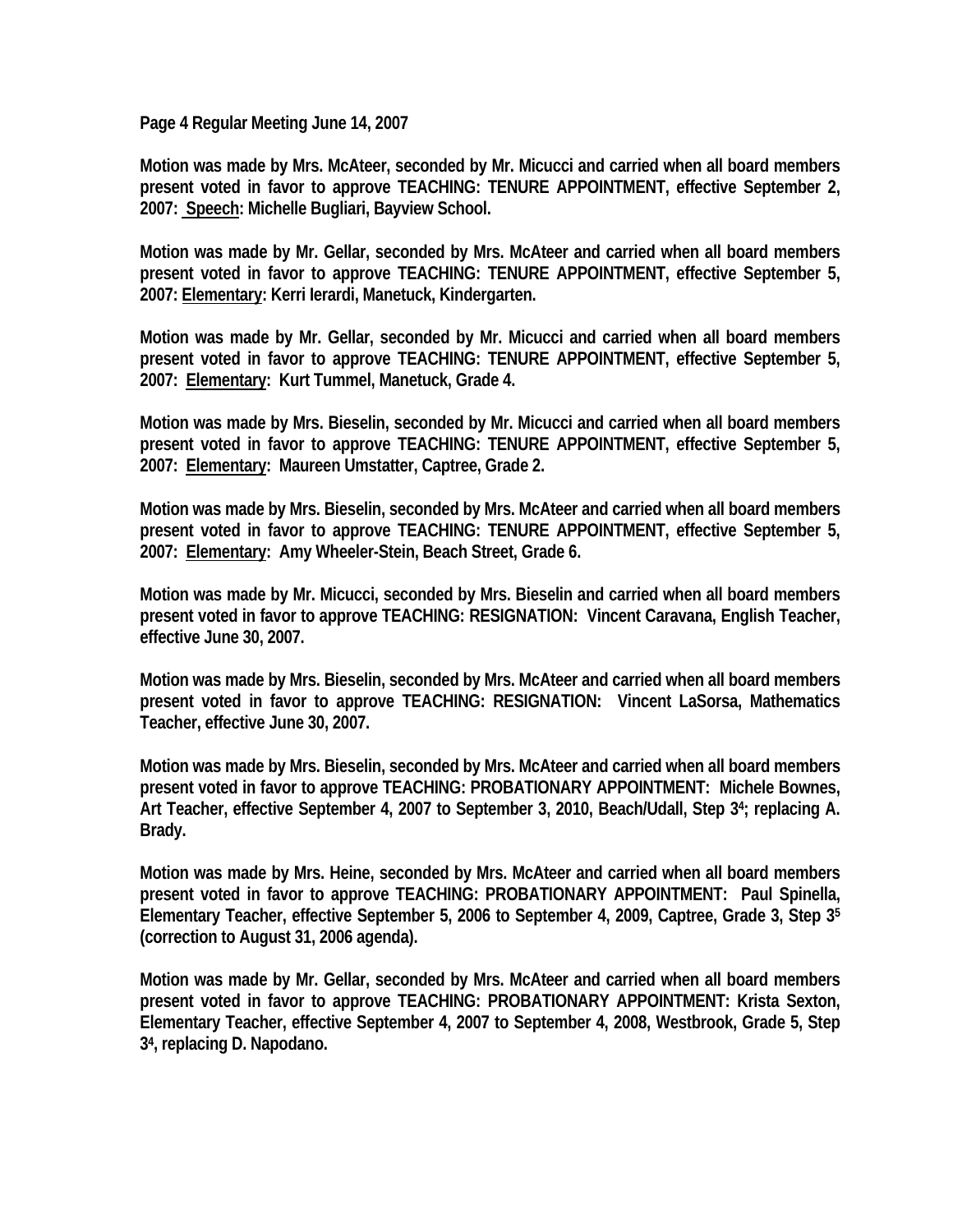**Page 4 Regular Meeting June 14, 2007**

**Motion was made by Mrs. McAteer, seconded by Mr. Micucci and carried when all board members present voted in favor to approve TEACHING: TENURE APPOINTMENT, effective September 2, 2007: Speech: Michelle Bugliari, Bayview School.**

**Motion was made by Mr. Gellar, seconded by Mrs. McAteer and carried when all board members present voted in favor to approve TEACHING: TENURE APPOINTMENT, effective September 5, 2007: Elementary: Kerri Ierardi, Manetuck, Kindergarten.**

**Motion was made by Mr. Gellar, seconded by Mr. Micucci and carried when all board members present voted in favor to approve TEACHING: TENURE APPOINTMENT, effective September 5, 2007: Elementary: Kurt Tummel, Manetuck, Grade 4.**

**Motion was made by Mrs. Bieselin, seconded by Mr. Micucci and carried when all board members present voted in favor to approve TEACHING: TENURE APPOINTMENT, effective September 5, 2007: Elementary: Maureen Umstatter, Captree, Grade 2.**

**Motion was made by Mrs. Bieselin, seconded by Mrs. McAteer and carried when all board members present voted in favor to approve TEACHING: TENURE APPOINTMENT, effective September 5, 2007: Elementary: Amy Wheeler-Stein, Beach Street, Grade 6.**

**Motion was made by Mr. Micucci, seconded by Mrs. Bieselin and carried when all board members present voted in favor to approve TEACHING: RESIGNATION: Vincent Caravana, English Teacher, effective June 30, 2007.**

**Motion was made by Mrs. Bieselin, seconded by Mrs. McAteer and carried when all board members present voted in favor to approve TEACHING: RESIGNATION: Vincent LaSorsa, Mathematics Teacher, effective June 30, 2007.**

**Motion was made by Mrs. Bieselin, seconded by Mrs. McAteer and carried when all board members present voted in favor to approve TEACHING: PROBATIONARY APPOINTMENT: Michele Bownes, Art Teacher, effective September 4, 2007 to September 3, 2010, Beach/Udall, Step $3^4$; replacing A. Brady.**

**Motion was made by Mrs. Heine, seconded by Mrs. McAteer and carried when all board members present voted in favor to approve TEACHING: PROBATIONARY APPOINTMENT: Paul Spinella, Elementary Teacher, effective September 5, 2006 to September 4, 2009, Captree, Grade 3, Step $3^5$ (correction to August 31, 2006 agenda).**

**Motion was made by Mr. Gellar, seconded by Mrs. McAteer and carried when all board members present voted in favor to approve TEACHING: PROBATIONARY APPOINTMENT: Krista Sexton, Elementary Teacher, effective September 4, 2007 to September 4, 2008, Westbrook, Grade 5, Step $3^4$, replacing D. Napodano.**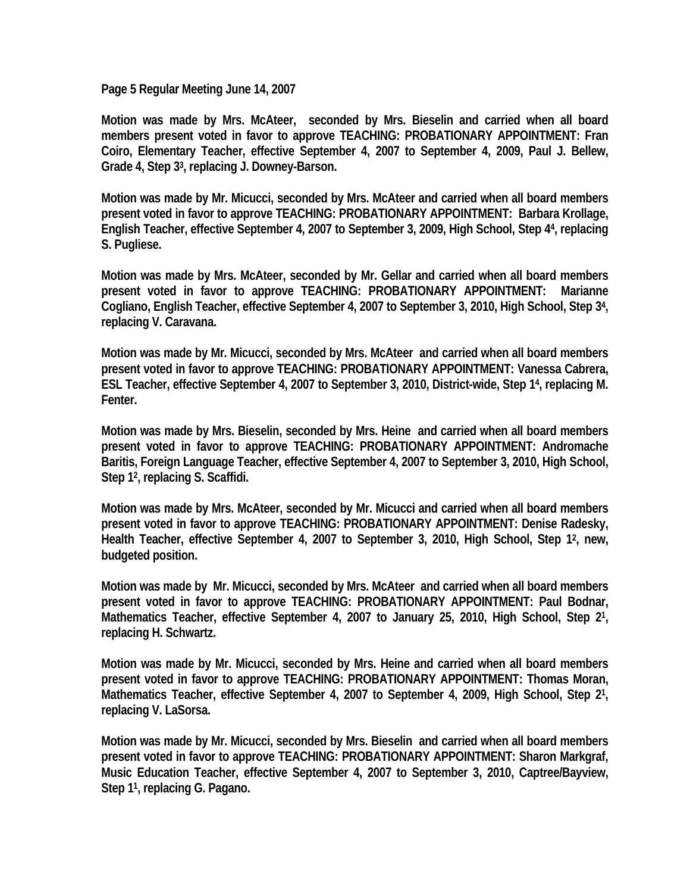**Page 5 Regular Meeting June 14, 2007**

**Motion was made by Mrs. McAteer, seconded by Mrs. Bieselin and carried when all board members present voted in favor to approve TEACHING: PROBATIONARY APPOINTMENT: Fran Coiro, Elementary Teacher, effective September 4, 2007 to September 4, 2009, Paul J. Bellew, Grade 4, Step $3^3$, replacing J. Downey-Barson.**

**Motion was made by Mr. Micucci, seconded by Mrs. McAteer and carried when all board members present voted in favor to approve TEACHING: PROBATIONARY APPOINTMENT: Barbara Krollage, English Teacher, effective September 4, 2007 to September 3, 2009, High School, Step $4^4$, replacing S. Pugliese.**

**Motion was made by Mrs. McAteer, seconded by Mr. Gellar and carried when all board members present voted in favor to approve TEACHING: PROBATIONARY APPOINTMENT: Marianne Cogliano, English Teacher, effective September 4, 2007 to September 3, 2010, High School, Step $3^4$, replacing V. Caravana.**

**Motion was made by Mr. Micucci, seconded by Mrs. McAteer and carried when all board members present voted in favor to approve TEACHING: PROBATIONARY APPOINTMENT: Vanessa Cabrera, ESL Teacher, effective September 4, 2007 to September 3, 2010, District-wide, Step $1^4$, replacing M. Fenter.**

**Motion was made by Mrs. Bieselin, seconded by Mrs. Heine and carried when all board members present voted in favor to approve TEACHING: PROBATIONARY APPOINTMENT: Andromache Baritis, Foreign Language Teacher, effective September 4, 2007 to September 3, 2010, High School, Step $1^2$, replacing S. Scaffidi.**

**Motion was made by Mrs. McAteer, seconded by Mr. Micucci and carried when all board members present voted in favor to approve TEACHING: PROBATIONARY APPOINTMENT: Denise Radesky, Health Teacher, effective September 4, 2007 to September 3, 2010, High School, Step $1^2$, new, budgeted position.**

**Motion was made by Mr. Micucci, seconded by Mrs. McAteer and carried when all board members present voted in favor to approve TEACHING: PROBATIONARY APPOINTMENT: Paul Bodnar, Mathematics Teacher, effective September 4, 2007 to January 25, 2010, High School, Step $2^1$, replacing H. Schwartz.**

**Motion was made by Mr. Micucci, seconded by Mrs. Heine and carried when all board members present voted in favor to approve TEACHING: PROBATIONARY APPOINTMENT: Thomas Moran, Mathematics Teacher, effective September 4, 2007 to September 4, 2009, High School, Step $2^1$, replacing V. LaSorsa.**

**Motion was made by Mr. Micucci, seconded by Mrs. Bieselin and carried when all board members present voted in favor to approve TEACHING: PROBATIONARY APPOINTMENT: Sharon Markgraf, Music Education Teacher, effective September 4, 2007 to September 3, 2010, Captree/Bayview, Step $1^1$, replacing G. Pagano.**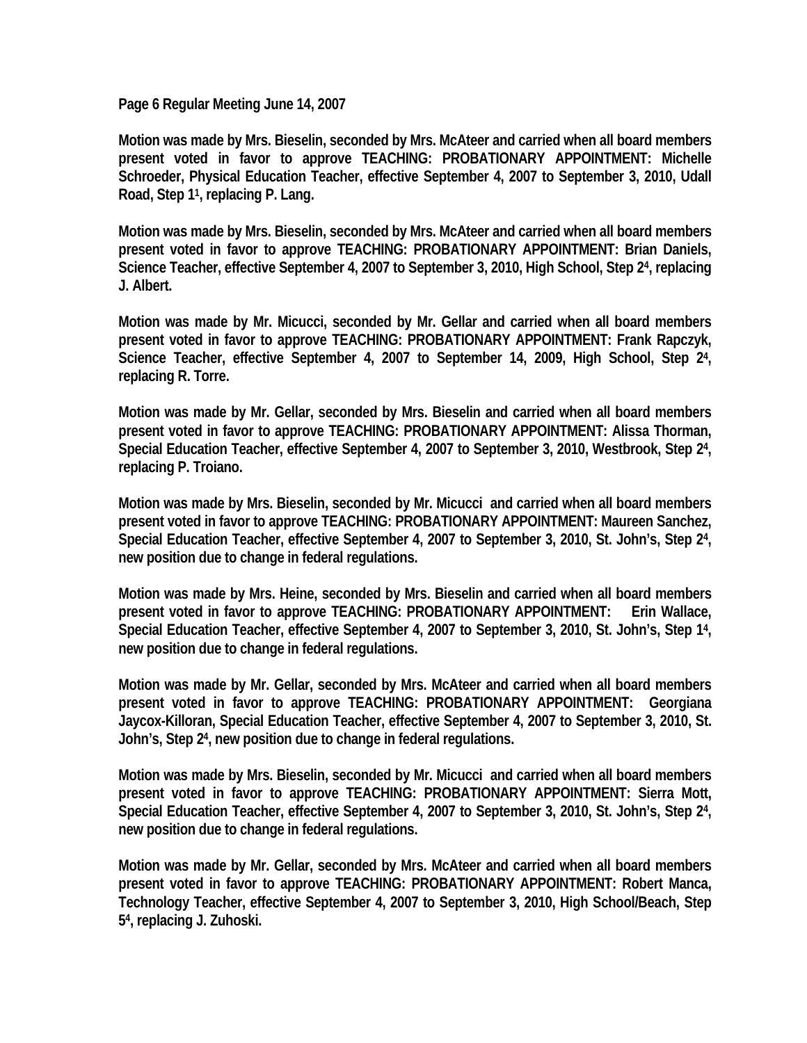**Motion was made by Mrs. Bieselin, seconded by Mrs. McAteer and carried when all board members present voted in favor to approve TEACHING: PROBATIONARY APPOINTMENT: Michelle Schroeder, Physical Education Teacher, effective September 4, 2007 to September 3, 2010, Udall Road, Step 1[1], replacing P. Lang.**

**Motion was made by Mrs. Bieselin, seconded by Mrs. McAteer and carried when all board members present voted in favor to approve TEACHING: PROBATIONARY APPOINTMENT: Brian Daniels, Science Teacher, effective September 4, 2007 to September 3, 2010, High School, Step 2[4], replacing J. Albert.**

**Motion was made by Mr. Micucci, seconded by Mr. Gellar and carried when all board members present voted in favor to approve TEACHING: PROBATIONARY APPOINTMENT: Frank Rapczyk, Science Teacher, effective September 4, 2007 to September 14, 2009, High School, Step 2[4], replacing R. Torre.**

**Motion was made by Mr. Gellar, seconded by Mrs. Bieselin and carried when all board members present voted in favor to approve TEACHING: PROBATIONARY APPOINTMENT: Alissa Thorman, Special Education Teacher, effective September 4, 2007 to September 3, 2010, Westbrook, Step 2[4], replacing P. Troiano.**

**Motion was made by Mrs. Bieselin, seconded by Mr. Micucci and carried when all board members present voted in favor to approve TEACHING: PROBATIONARY APPOINTMENT: Maureen Sanchez, Special Education Teacher, effective September 4, 2007 to September 3, 2010, St. John's, Step 2[4], new position due to change in federal regulations.**

**Motion was made by Mrs. Heine, seconded by Mrs. Bieselin and carried when all board members present voted in favor to approve TEACHING: PROBATIONARY APPOINTMENT: Erin Wallace, Special Education Teacher, effective September 4, 2007 to September 3, 2010, St. John's, Step 1[4], new position due to change in federal regulations.**

**Motion was made by Mr. Gellar, seconded by Mrs. McAteer and carried when all board members present voted in favor to approve TEACHING: PROBATIONARY APPOINTMENT: Georgiana Jaycox-Killoran, Special Education Teacher, effective September 4, 2007 to September 3, 2010, St. John's, Step 2[4], new position due to change in federal regulations.**

**Motion was made by Mrs. Bieselin, seconded by Mr. Micucci and carried when all board members present voted in favor to approve TEACHING: PROBATIONARY APPOINTMENT: Sierra Mott, Special Education Teacher, effective September 4, 2007 to September 3, 2010, St. John's, Step 2[4], new position due to change in federal regulations.**

**Motion was made by Mr. Gellar, seconded by Mrs. McAteer and carried when all board members present voted in favor to approve TEACHING: PROBATIONARY APPOINTMENT: Robert Manca, Technology Teacher, effective September 4, 2007 to September 3, 2010, High School/Beach, Step 5[4], replacing J. Zuhoski.**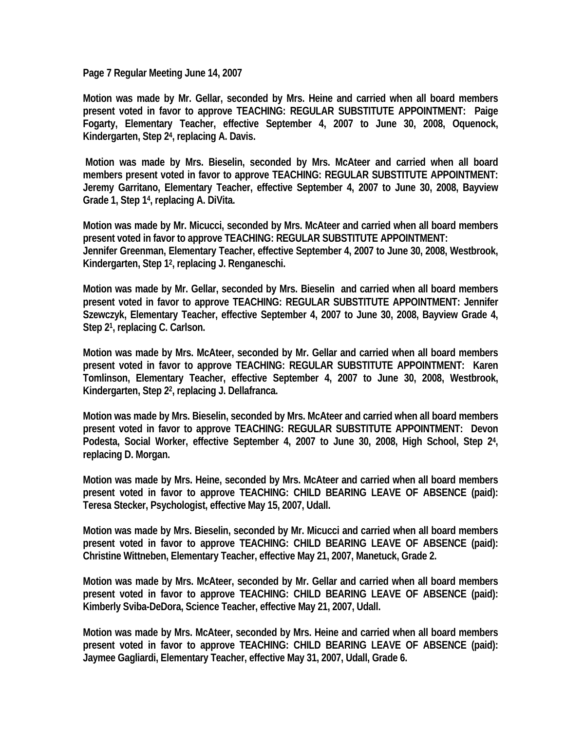**Motion was made by Mr. Gellar, seconded by Mrs. Heine and carried when all board members present voted in favor to approve TEACHING: REGULAR SUBSTITUTE APPOINTMENT: Paige Fogarty, Elementary Teacher, effective September 4, 2007 to June 30, 2008, Oquenock, Kindergarten, Step $2^{4}$, replacing A. Davis.**

**Motion was made by Mrs. Bieselin, seconded by Mrs. McAteer and carried when all board members present voted in favor to approve TEACHING: REGULAR SUBSTITUTE APPOINTMENT: Jeremy Garritano, Elementary Teacher, effective September 4, 2007 to June 30, 2008, Bayview Grade 1, Step $1^{4}$, replacing A. DiVita.**

**Motion was made by Mr. Micucci, seconded by Mrs. McAteer and carried when all board members present voted in favor to approve TEACHING: REGULAR SUBSTITUTE APPOINTMENT: Jennifer Greenman, Elementary Teacher, effective September 4, 2007 to June 30, 2008, Westbrook, Kindergarten, Step $1^{2}$, replacing J. Renganeschi.**

**Motion was made by Mr. Gellar, seconded by Mrs. Bieselin and carried when all board members present voted in favor to approve TEACHING: REGULAR SUBSTITUTE APPOINTMENT: Jennifer Szewczyk, Elementary Teacher, effective September 4, 2007 to June 30, 2008, Bayview Grade 4, Step $2^{1}$, replacing C. Carlson.**

**Motion was made by Mrs. McAteer, seconded by Mr. Gellar and carried when all board members present voted in favor to approve TEACHING: REGULAR SUBSTITUTE APPOINTMENT: Karen Tomlinson, Elementary Teacher, effective September 4, 2007 to June 30, 2008, Westbrook, Kindergarten, Step $2^{2}$, replacing J. Dellafranca.**

**Motion was made by Mrs. Bieselin, seconded by Mrs. McAteer and carried when all board members present voted in favor to approve TEACHING: REGULAR SUBSTITUTE APPOINTMENT: Devon Podesta, Social Worker, effective September 4, 2007 to June 30, 2008, High School, Step $2^{4}$, replacing D. Morgan.**

**Motion was made by Mrs. Heine, seconded by Mrs. McAteer and carried when all board members present voted in favor to approve TEACHING: CHILD BEARING LEAVE OF ABSENCE (paid): Teresa Stecker, Psychologist, effective May 15, 2007, Udall.**

**Motion was made by Mrs. Bieselin, seconded by Mr. Micucci and carried when all board members present voted in favor to approve TEACHING: CHILD BEARING LEAVE OF ABSENCE (paid): Christine Wittneben, Elementary Teacher, effective May 21, 2007, Manetuck, Grade 2.**

**Motion was made by Mrs. McAteer, seconded by Mr. Gellar and carried when all board members present voted in favor to approve TEACHING: CHILD BEARING LEAVE OF ABSENCE (paid): Kimberly Sviba-DeDora, Science Teacher, effective May 21, 2007, Udall.**

**Motion was made by Mrs. McAteer, seconded by Mrs. Heine and carried when all board members present voted in favor to approve TEACHING: CHILD BEARING LEAVE OF ABSENCE (paid): Jaymee Gagliardi, Elementary Teacher, effective May 31, 2007, Udall, Grade 6.**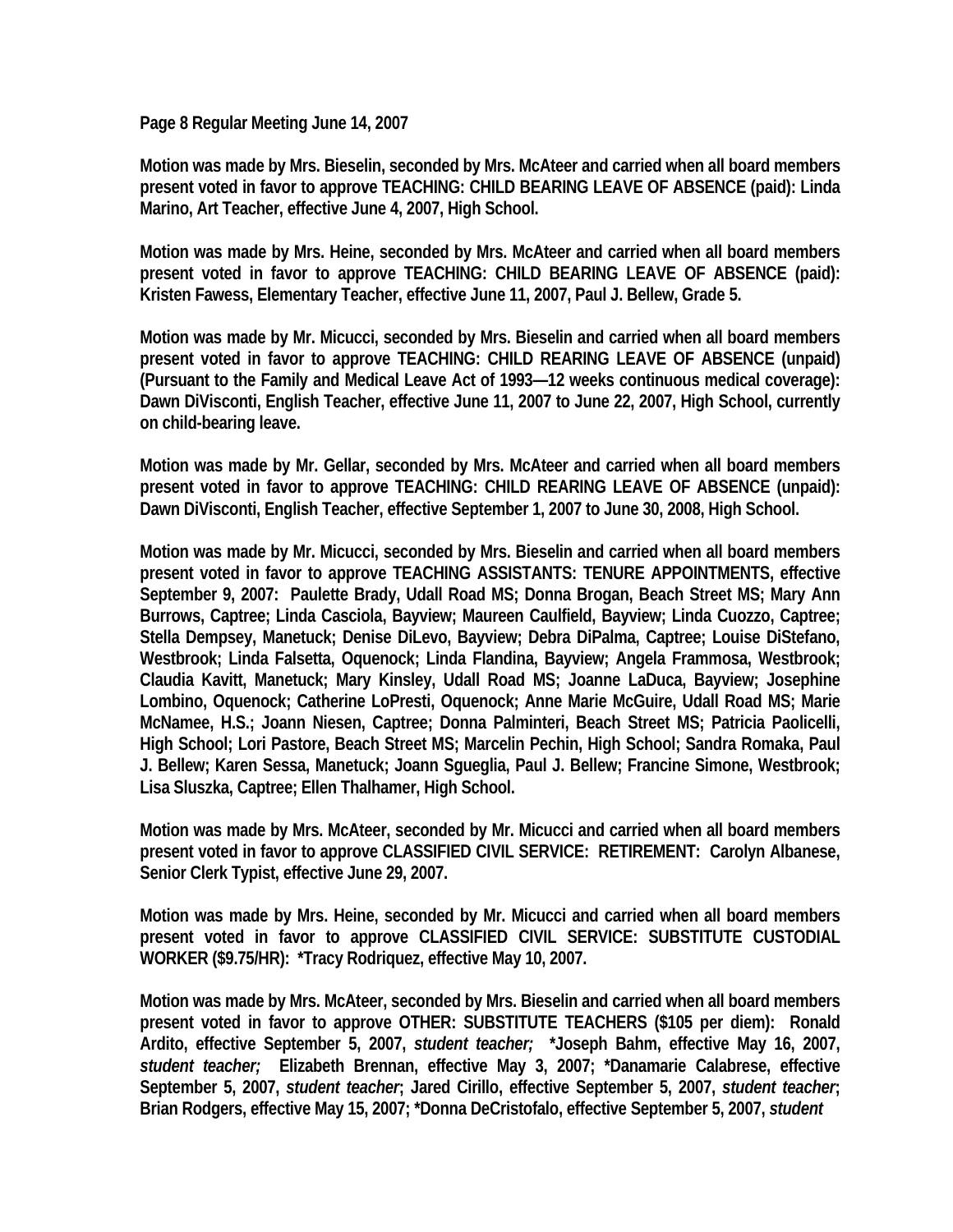**Page 8 Regular Meeting June 14, 2007**

**Motion was made by Mrs. Bieselin, seconded by Mrs. McAteer and carried when all board members present voted in favor to approve TEACHING: CHILD BEARING LEAVE OF ABSENCE (paid): Linda Marino, Art Teacher, effective June 4, 2007, High School.**

**Motion was made by Mrs. Heine, seconded by Mrs. McAteer and carried when all board members present voted in favor to approve TEACHING: CHILD BEARING LEAVE OF ABSENCE (paid): Kristen Fawess, Elementary Teacher, effective June 11, 2007, Paul J. Bellew, Grade 5.**

**Motion was made by Mr. Micucci, seconded by Mrs. Bieselin and carried when all board members present voted in favor to approve TEACHING: CHILD REARING LEAVE OF ABSENCE (unpaid) (Pursuant to the Family and Medical Leave Act of 1993—12 weeks continuous medical coverage): Dawn DiVisconti, English Teacher, effective June 11, 2007 to June 22, 2007, High School, currently on child-bearing leave.**

**Motion was made by Mr. Gellar, seconded by Mrs. McAteer and carried when all board members present voted in favor to approve TEACHING: CHILD REARING LEAVE OF ABSENCE (unpaid): Dawn DiVisconti, English Teacher, effective September 1, 2007 to June 30, 2008, High School.**

**Motion was made by Mr. Micucci, seconded by Mrs. Bieselin and carried when all board members present voted in favor to approve TEACHING ASSISTANTS: TENURE APPOINTMENTS, effective September 9, 2007: Paulette Brady, Udall Road MS; Donna Brogan, Beach Street MS; Mary Ann Burrows, Captree; Linda Casciola, Bayview; Maureen Caulfield, Bayview; Linda Cuozzo, Captree; Stella Dempsey, Manetuck; Denise DiLevo, Bayview; Debra DiPalma, Captree; Louise DiStefano, Westbrook; Linda Falsetta, Oquenock; Linda Flandina, Bayview; Angela Frammosa, Westbrook; Claudia Kavitt, Manetuck; Mary Kinsley, Udall Road MS; Joanne LaDuca, Bayview; Josephine Lombino, Oquenock; Catherine LoPresti, Oquenock; Anne Marie McGuire, Udall Road MS; Marie McNamee, H.S.; Joann Niesen, Captree; Donna Palminteri, Beach Street MS; Patricia Paolicelli, High School; Lori Pastore, Beach Street MS; Marcelin Pechin, High School; Sandra Romaka, Paul J. Bellew; Karen Sessa, Manetuck; Joann Sgueglia, Paul J. Bellew; Francine Simone, Westbrook; Lisa Sluszka, Captree; Ellen Thalhamer, High School.**

**Motion was made by Mrs. McAteer, seconded by Mr. Micucci and carried when all board members present voted in favor to approve CLASSIFIED CIVIL SERVICE: RETIREMENT: Carolyn Albanese, Senior Clerk Typist, effective June 29, 2007.**

**Motion was made by Mrs. Heine, seconded by Mr. Micucci and carried when all board members present voted in favor to approve CLASSIFIED CIVIL SERVICE: SUBSTITUTE CUSTODIAL WORKER ($9.75/HR): *Tracy Rodriquez, effective May 10, 2007.**

**Motion was made by Mrs. McAteer, seconded by Mrs. Bieselin and carried when all board members present voted in favor to approve OTHER: SUBSTITUTE TEACHERS ($105 per diem): Ronald Ardito, effective September 5, 2007, *student teacher;* *Joseph Bahm, effective May 16, 2007, *student teacher;* Elizabeth Brennan, effective May 3, 2007; *Danamarie Calabrese, effective September 5, 2007, *student teacher*; Jared Cirillo, effective September 5, 2007, *student teacher*; Brian Rodgers, effective May 15, 2007; *Donna DeCristofalo, effective September 5, 2007, *student***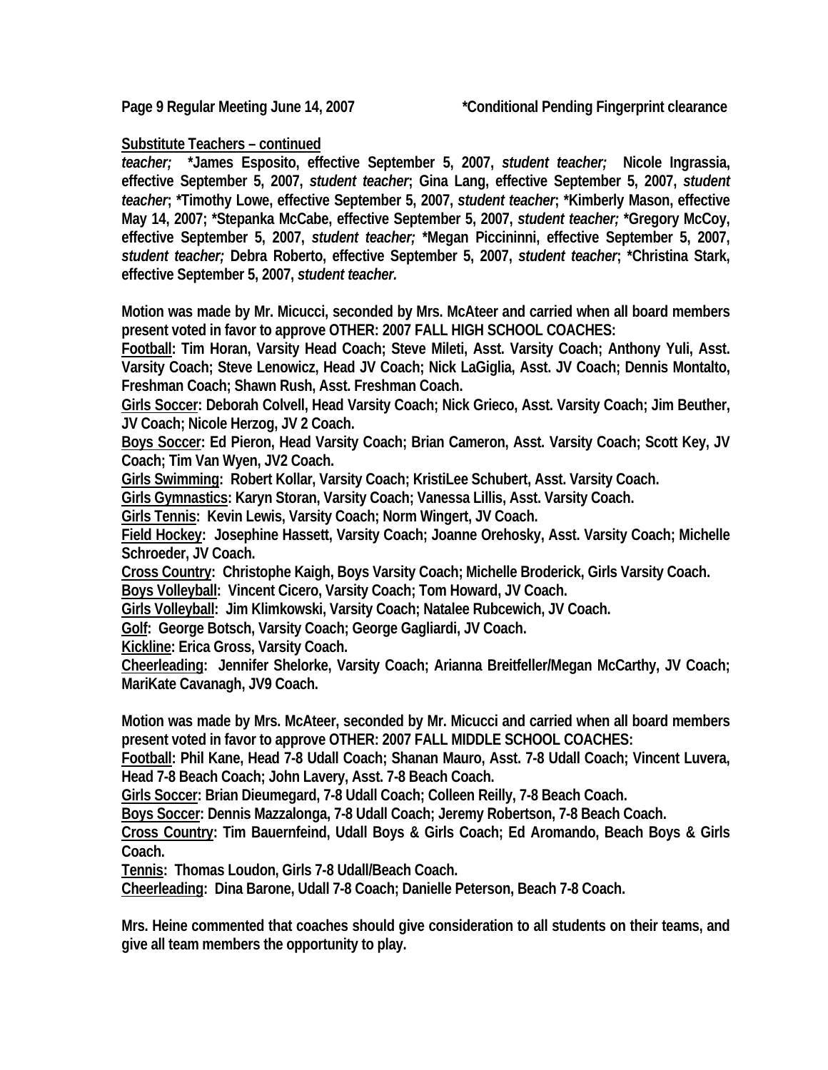**Substitute Teachers – continued**

***teacher;*** **\*James Esposito, effective September 5, 2007, *student teacher;* Nicole Ingrassia, effective September 5, 2007, *student teacher*; Gina Lang, effective September 5, 2007, *student teacher*; \*Timothy Lowe, effective September 5, 2007, *student teacher*; \*Kimberly Mason, effective May 14, 2007; \*Stepanka McCabe, effective September 5, 2007, *student teacher;* \*Gregory McCoy, effective September 5, 2007, *student teacher;* \*Megan Piccininni, effective September 5, 2007, *student teacher;* Debra Roberto, effective September 5, 2007, *student teacher*; \*Christina Stark, effective September 5, 2007, *student teacher.***

**Motion was made by Mr. Micucci, seconded by Mrs. McAteer and carried when all board members present voted in favor to approve OTHER: 2007 FALL HIGH SCHOOL COACHES:**

**Football: Tim Horan, Varsity Head Coach; Steve Mileti, Asst. Varsity Coach; Anthony Yuli, Asst. Varsity Coach; Steve Lenowicz, Head JV Coach; Nick LaGiglia, Asst. JV Coach; Dennis Montalto, Freshman Coach; Shawn Rush, Asst. Freshman Coach.**

**Girls Soccer: Deborah Colvell, Head Varsity Coach; Nick Grieco, Asst. Varsity Coach; Jim Beuther, JV Coach; Nicole Herzog, JV 2 Coach.**

**Boys Soccer: Ed Pieron, Head Varsity Coach; Brian Cameron, Asst. Varsity Coach; Scott Key, JV Coach; Tim Van Wyen, JV2 Coach.**

**Girls Swimming: Robert Kollar, Varsity Coach; KristiLee Schubert, Asst. Varsity Coach.**

**Girls Gymnastics: Karyn Storan, Varsity Coach; Vanessa Lillis, Asst. Varsity Coach.**

**Girls Tennis: Kevin Lewis, Varsity Coach; Norm Wingert, JV Coach.**

**Field Hockey: Josephine Hassett, Varsity Coach; Joanne Orehosky, Asst. Varsity Coach; Michelle Schroeder, JV Coach.**

**Cross Country: Christophe Kaigh, Boys Varsity Coach; Michelle Broderick, Girls Varsity Coach.**

**Boys Volleyball: Vincent Cicero, Varsity Coach; Tom Howard, JV Coach.**

**Girls Volleyball: Jim Klimkowski, Varsity Coach; Natalee Rubcewich, JV Coach.**

**Golf: George Botsch, Varsity Coach; George Gagliardi, JV Coach.**

**Kickline: Erica Gross, Varsity Coach.**

**Cheerleading: Jennifer Shelorke, Varsity Coach; Arianna Breitfeller/Megan McCarthy, JV Coach; MariKate Cavanagh, JV9 Coach.**

**Motion was made by Mrs. McAteer, seconded by Mr. Micucci and carried when all board members present voted in favor to approve OTHER: 2007 FALL MIDDLE SCHOOL COACHES:**

**Football: Phil Kane, Head 7-8 Udall Coach; Shanan Mauro, Asst. 7-8 Udall Coach; Vincent Luvera, Head 7-8 Beach Coach; John Lavery, Asst. 7-8 Beach Coach.**

**Girls Soccer: Brian Dieumegard, 7-8 Udall Coach; Colleen Reilly, 7-8 Beach Coach.**

**Boys Soccer: Dennis Mazzalonga, 7-8 Udall Coach; Jeremy Robertson, 7-8 Beach Coach.**

**Cross Country: Tim Bauernfeind, Udall Boys & Girls Coach; Ed Aromando, Beach Boys & Girls Coach.**

**Tennis: Thomas Loudon, Girls 7-8 Udall/Beach Coach.**

**Cheerleading: Dina Barone, Udall 7-8 Coach; Danielle Peterson, Beach 7-8 Coach.**

**Mrs. Heine commented that coaches should give consideration to all students on their teams, and give all team members the opportunity to play.**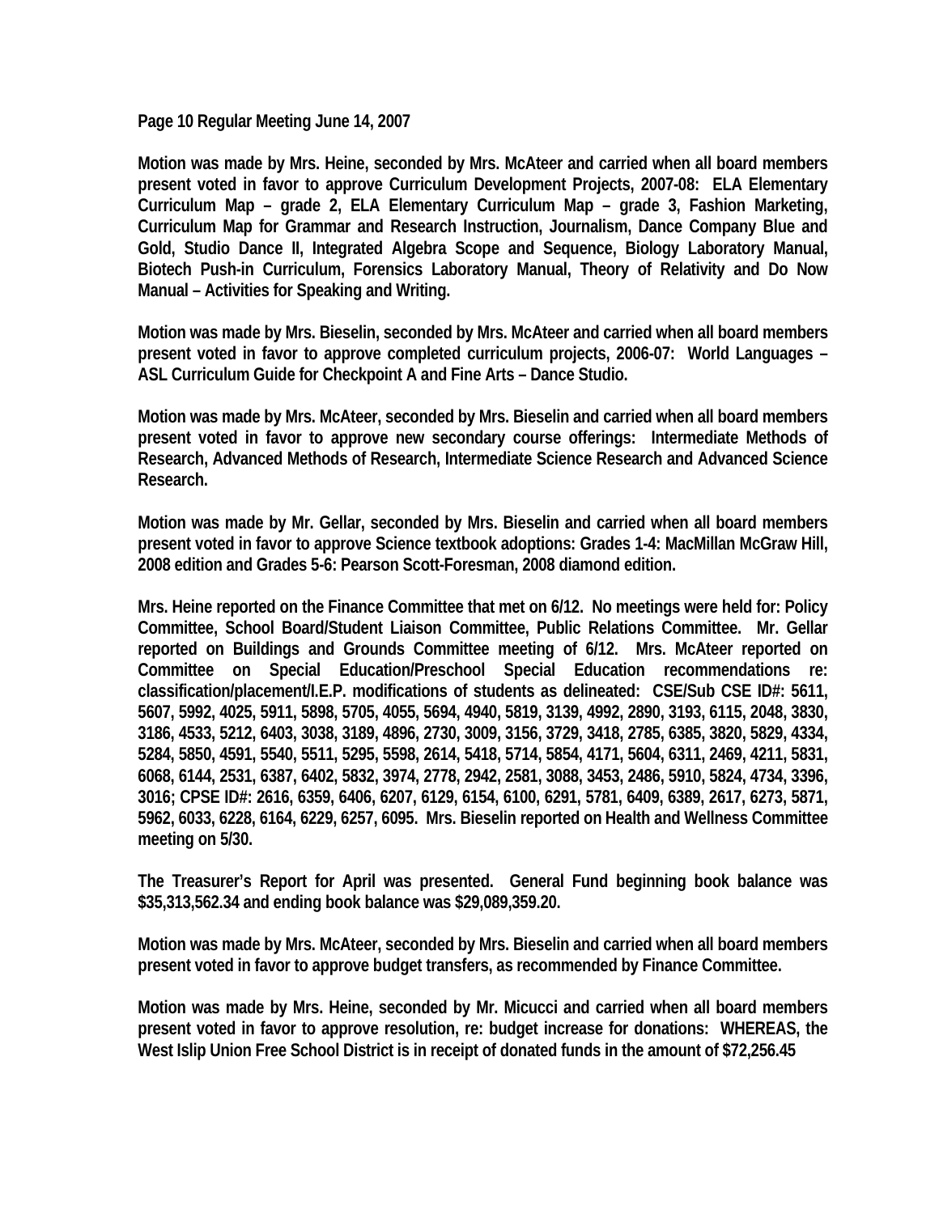**Motion was made by Mrs. Heine, seconded by Mrs. McAteer and carried when all board members present voted in favor to approve Curriculum Development Projects, 2007-08: ELA Elementary Curriculum Map – grade 2, ELA Elementary Curriculum Map – grade 3, Fashion Marketing, Curriculum Map for Grammar and Research Instruction, Journalism, Dance Company Blue and Gold, Studio Dance II, Integrated Algebra Scope and Sequence, Biology Laboratory Manual, Biotech Push-in Curriculum, Forensics Laboratory Manual, Theory of Relativity and Do Now Manual – Activities for Speaking and Writing.**

**Motion was made by Mrs. Bieselin, seconded by Mrs. McAteer and carried when all board members present voted in favor to approve completed curriculum projects, 2006-07: World Languages – ASL Curriculum Guide for Checkpoint A and Fine Arts – Dance Studio.**

**Motion was made by Mrs. McAteer, seconded by Mrs. Bieselin and carried when all board members present voted in favor to approve new secondary course offerings: Intermediate Methods of Research, Advanced Methods of Research, Intermediate Science Research and Advanced Science Research.**

**Motion was made by Mr. Gellar, seconded by Mrs. Bieselin and carried when all board members present voted in favor to approve Science textbook adoptions: Grades 1-4: MacMillan McGraw Hill, 2008 edition and Grades 5-6: Pearson Scott-Foresman, 2008 diamond edition.**

**Mrs. Heine reported on the Finance Committee that met on 6/12. No meetings were held for: Policy Committee, School Board/Student Liaison Committee, Public Relations Committee. Mr. Gellar reported on Buildings and Grounds Committee meeting of 6/12. Mrs. McAteer reported on Committee on Special Education/Preschool Special Education recommendations re: classification/placement/I.E.P. modifications of students as delineated: CSE/Sub CSE ID#: 5611, 5607, 5992, 4025, 5911, 5898, 5705, 4055, 5694, 4940, 5819, 3139, 4992, 2890, 3193, 6115, 2048, 3830, 3186, 4533, 5212, 6403, 3038, 3189, 4896, 2730, 3009, 3156, 3729, 3418, 2785, 6385, 3820, 5829, 4334, 5284, 5850, 4591, 5540, 5511, 5295, 5598, 2614, 5418, 5714, 5854, 4171, 5604, 6311, 2469, 4211, 5831, 6068, 6144, 2531, 6387, 6402, 5832, 3974, 2778, 2942, 2581, 3088, 3453, 2486, 5910, 5824, 4734, 3396, 3016; CPSE ID#: 2616, 6359, 6406, 6207, 6129, 6154, 6100, 6291, 5781, 6409, 6389, 2617, 6273, 5871, 5962, 6033, 6228, 6164, 6229, 6257, 6095. Mrs. Bieselin reported on Health and Wellness Committee meeting on 5/30.**

**The Treasurer's Report for April was presented. General Fund beginning book balance was $35,313,562.34 and ending book balance was $29,089,359.20.**

**Motion was made by Mrs. McAteer, seconded by Mrs. Bieselin and carried when all board members present voted in favor to approve budget transfers, as recommended by Finance Committee.**

**Motion was made by Mrs. Heine, seconded by Mr. Micucci and carried when all board members present voted in favor to approve resolution, re: budget increase for donations: WHEREAS, the West Islip Union Free School District is in receipt of donated funds in the amount of $72,256.45**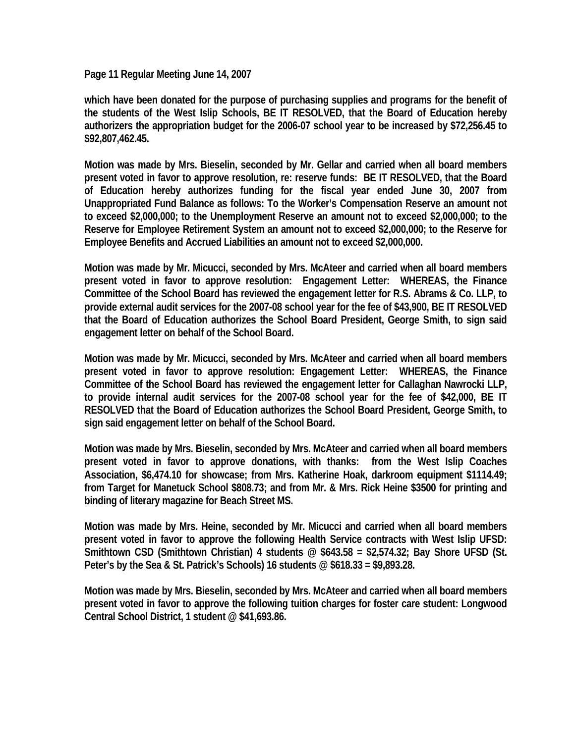which have been donated for the purpose of purchasing supplies and programs for the benefit of the students of the West Islip Schools, BE IT RESOLVED, that the Board of Education hereby authorizers the appropriation budget for the 2006-07 school year to be increased by $72,256.45 to $92,807,462.45.

Motion was made by Mrs. Bieselin, seconded by Mr. Gellar and carried when all board members present voted in favor to approve resolution, re: reserve funds: BE IT RESOLVED, that the Board of Education hereby authorizes funding for the fiscal year ended June 30, 2007 from Unappropriated Fund Balance as follows: To the Worker's Compensation Reserve an amount not to exceed $2,000,000; to the Unemployment Reserve an amount not to exceed $2,000,000; to the Reserve for Employee Retirement System an amount not to exceed $2,000,000; to the Reserve for Employee Benefits and Accrued Liabilities an amount not to exceed $2,000,000.

Motion was made by Mr. Micucci, seconded by Mrs. McAteer and carried when all board members present voted in favor to approve resolution: Engagement Letter: WHEREAS, the Finance Committee of the School Board has reviewed the engagement letter for R.S. Abrams & Co. LLP, to provide external audit services for the 2007-08 school year for the fee of $43,900, BE IT RESOLVED that the Board of Education authorizes the School Board President, George Smith, to sign said engagement letter on behalf of the School Board.

Motion was made by Mr. Micucci, seconded by Mrs. McAteer and carried when all board members present voted in favor to approve resolution: Engagement Letter: WHEREAS, the Finance Committee of the School Board has reviewed the engagement letter for Callaghan Nawrocki LLP, to provide internal audit services for the 2007-08 school year for the fee of $42,000, BE IT RESOLVED that the Board of Education authorizes the School Board President, George Smith, to sign said engagement letter on behalf of the School Board.

Motion was made by Mrs. Bieselin, seconded by Mrs. McAteer and carried when all board members present voted in favor to approve donations, with thanks: from the West Islip Coaches Association, $6,474.10 for showcase; from Mrs. Katherine Hoak, darkroom equipment $1114.49; from Target for Manetuck School $808.73; and from Mr. & Mrs. Rick Heine $3500 for printing and binding of literary magazine for Beach Street MS.

Motion was made by Mrs. Heine, seconded by Mr. Micucci and carried when all board members present voted in favor to approve the following Health Service contracts with West Islip UFSD: Smithtown CSD (Smithtown Christian) 4 students @ $643.58 = $2,574.32; Bay Shore UFSD (St. Peter's by the Sea & St. Patrick's Schools) 16 students @ $618.33 = $9,893.28.

Motion was made by Mrs. Bieselin, seconded by Mrs. McAteer and carried when all board members present voted in favor to approve the following tuition charges for foster care student: Longwood Central School District, 1 student @ $41,693.86.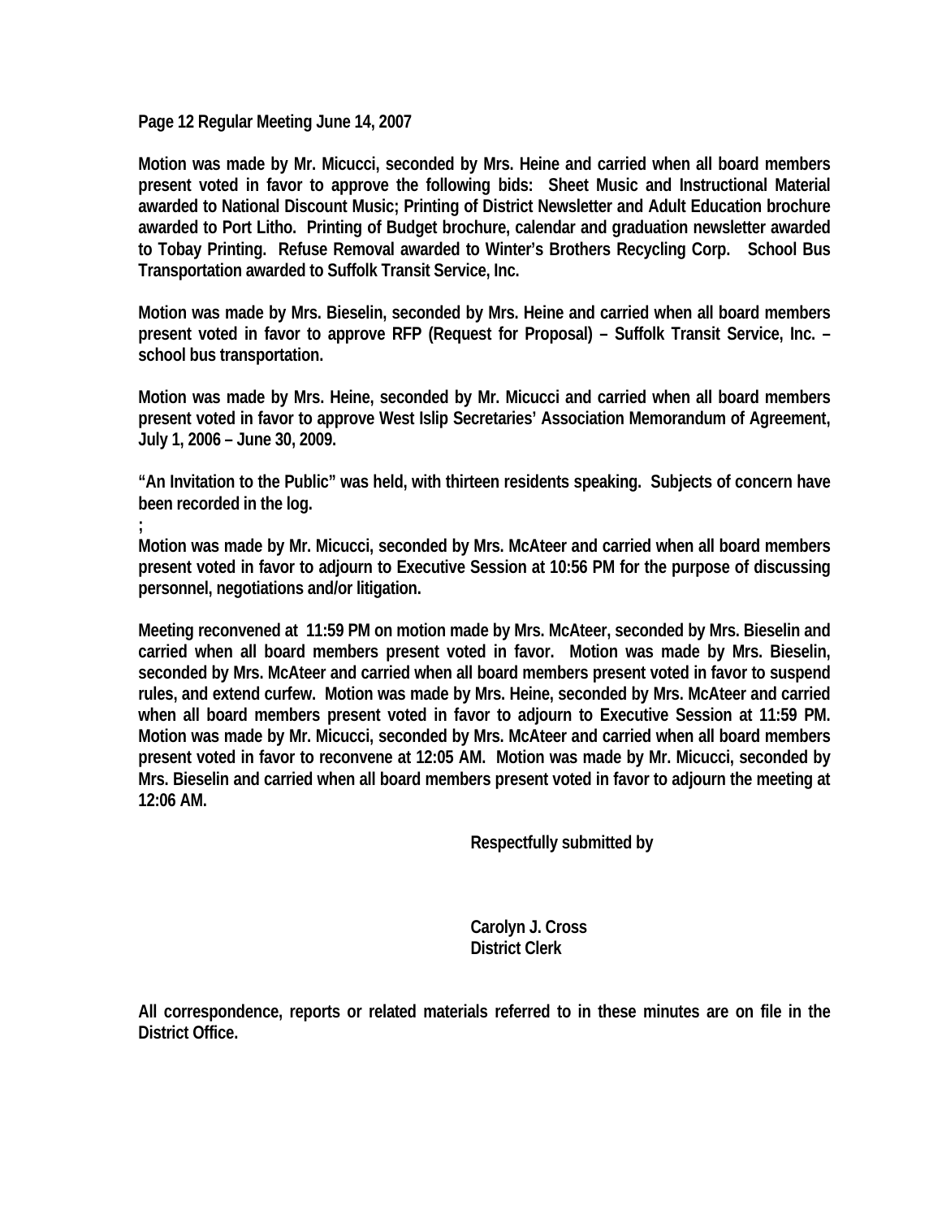**Page 12 Regular Meeting June 14, 2007**

**Motion was made by Mr. Micucci, seconded by Mrs. Heine and carried when all board members present voted in favor to approve the following bids: Sheet Music and Instructional Material awarded to National Discount Music; Printing of District Newsletter and Adult Education brochure awarded to Port Litho. Printing of Budget brochure, calendar and graduation newsletter awarded to Tobay Printing. Refuse Removal awarded to Winter's Brothers Recycling Corp. School Bus Transportation awarded to Suffolk Transit Service, Inc.**

**Motion was made by Mrs. Bieselin, seconded by Mrs. Heine and carried when all board members present voted in favor to approve RFP (Request for Proposal) – Suffolk Transit Service, Inc. – school bus transportation.**

**Motion was made by Mrs. Heine, seconded by Mr. Micucci and carried when all board members present voted in favor to approve West Islip Secretaries' Association Memorandum of Agreement, July 1, 2006 – June 30, 2009.**

**"An Invitation to the Public" was held, with thirteen residents speaking. Subjects of concern have been recorded in the log.**

**;**

**Motion was made by Mr. Micucci, seconded by Mrs. McAteer and carried when all board members present voted in favor to adjourn to Executive Session at 10:56 PM for the purpose of discussing personnel, negotiations and/or litigation.**

**Meeting reconvened at 11:59 PM on motion made by Mrs. McAteer, seconded by Mrs. Bieselin and carried when all board members present voted in favor. Motion was made by Mrs. Bieselin, seconded by Mrs. McAteer and carried when all board members present voted in favor to suspend rules, and extend curfew. Motion was made by Mrs. Heine, seconded by Mrs. McAteer and carried when all board members present voted in favor to adjourn to Executive Session at 11:59 PM. Motion was made by Mr. Micucci, seconded by Mrs. McAteer and carried when all board members present voted in favor to reconvene at 12:05 AM. Motion was made by Mr. Micucci, seconded by Mrs. Bieselin and carried when all board members present voted in favor to adjourn the meeting at 12:06 AM.**

**Respectfully submitted by**

**Carolyn J. Cross**
**District Clerk**

**All correspondence, reports or related materials referred to in these minutes are on file in the District Office.**